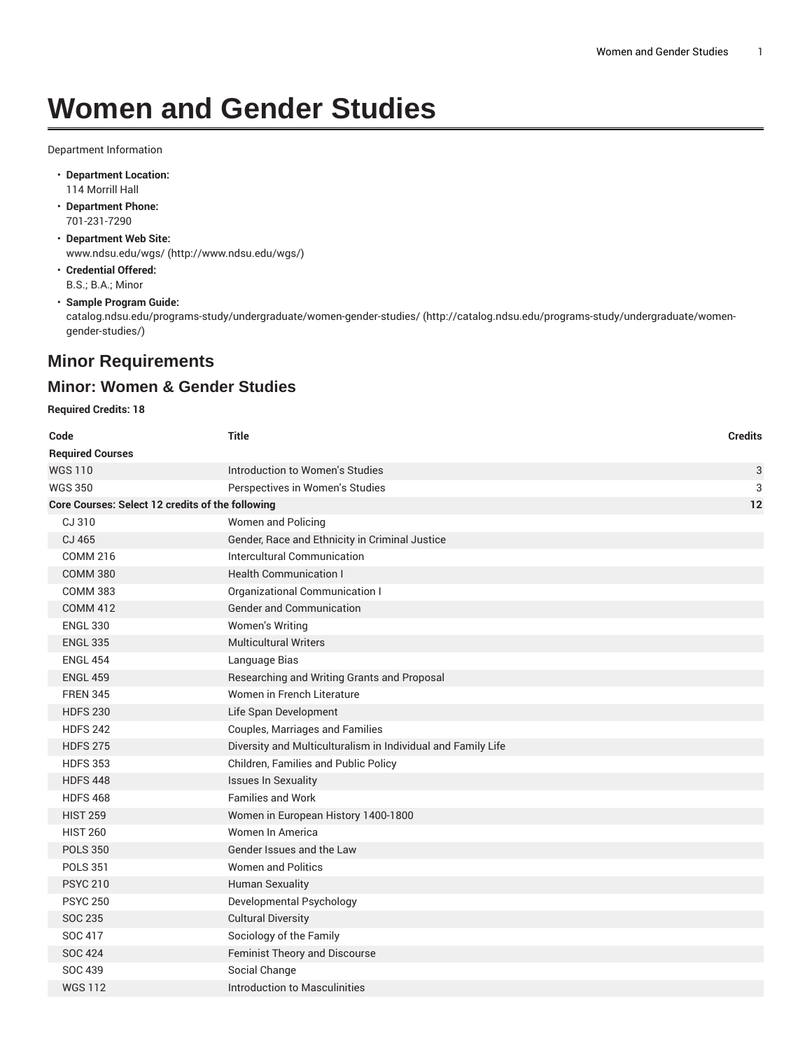# Women and Gender Studies

Department Information

- **Department Location:**
  114 Morrill Hall
- **Department Phone:**
  701-231-7290
- **Department Web Site:**
  www.ndsu.edu/wgs/ (http://www.ndsu.edu/wgs/)
- **Credential Offered:**
  B.S.; B.A.; Minor
- **Sample Program Guide:**
  catalog.ndsu.edu/programs-study/undergraduate/women-gender-studies/ (http://catalog.ndsu.edu/programs-study/undergraduate/women-gender-studies/)

## Minor Requirements

### Minor: Women & Gender Studies

**Required Credits: 18**

| Code | Title | Credits |
|---|---|---|
| **Required Courses** | | |
| WGS 110 | Introduction to Women's Studies | 3 |
| WGS 350 | Perspectives in Women's Studies | 3 |
| **Core Courses: Select 12 credits of the following** | | **12** |
| CJ 310 | Women and Policing | |
| CJ 465 | Gender, Race and Ethnicity in Criminal Justice | |
| COMM 216 | Intercultural Communication | |
| COMM 380 | Health Communication I | |
| COMM 383 | Organizational Communication I | |
| COMM 412 | Gender and Communication | |
| ENGL 330 | Women's Writing | |
| ENGL 335 | Multicultural Writers | |
| ENGL 454 | Language Bias | |
| ENGL 459 | Researching and Writing Grants and Proposal | |
| FREN 345 | Women in French Literature | |
| HDFS 230 | Life Span Development | |
| HDFS 242 | Couples, Marriages and Families | |
| HDFS 275 | Diversity and Multiculturalism in Individual and Family Life | |
| HDFS 353 | Children, Families and Public Policy | |
| HDFS 448 | Issues In Sexuality | |
| HDFS 468 | Families and Work | |
| HIST 259 | Women in European History 1400-1800 | |
| HIST 260 | Women In America | |
| POLS 350 | Gender Issues and the Law | |
| POLS 351 | Women and Politics | |
| PSYC 210 | Human Sexuality | |
| PSYC 250 | Developmental Psychology | |
| SOC 235 | Cultural Diversity | |
| SOC 417 | Sociology of the Family | |
| SOC 424 | Feminist Theory and Discourse | |
| SOC 439 | Social Change | |
| WGS 112 | Introduction to Masculinities | |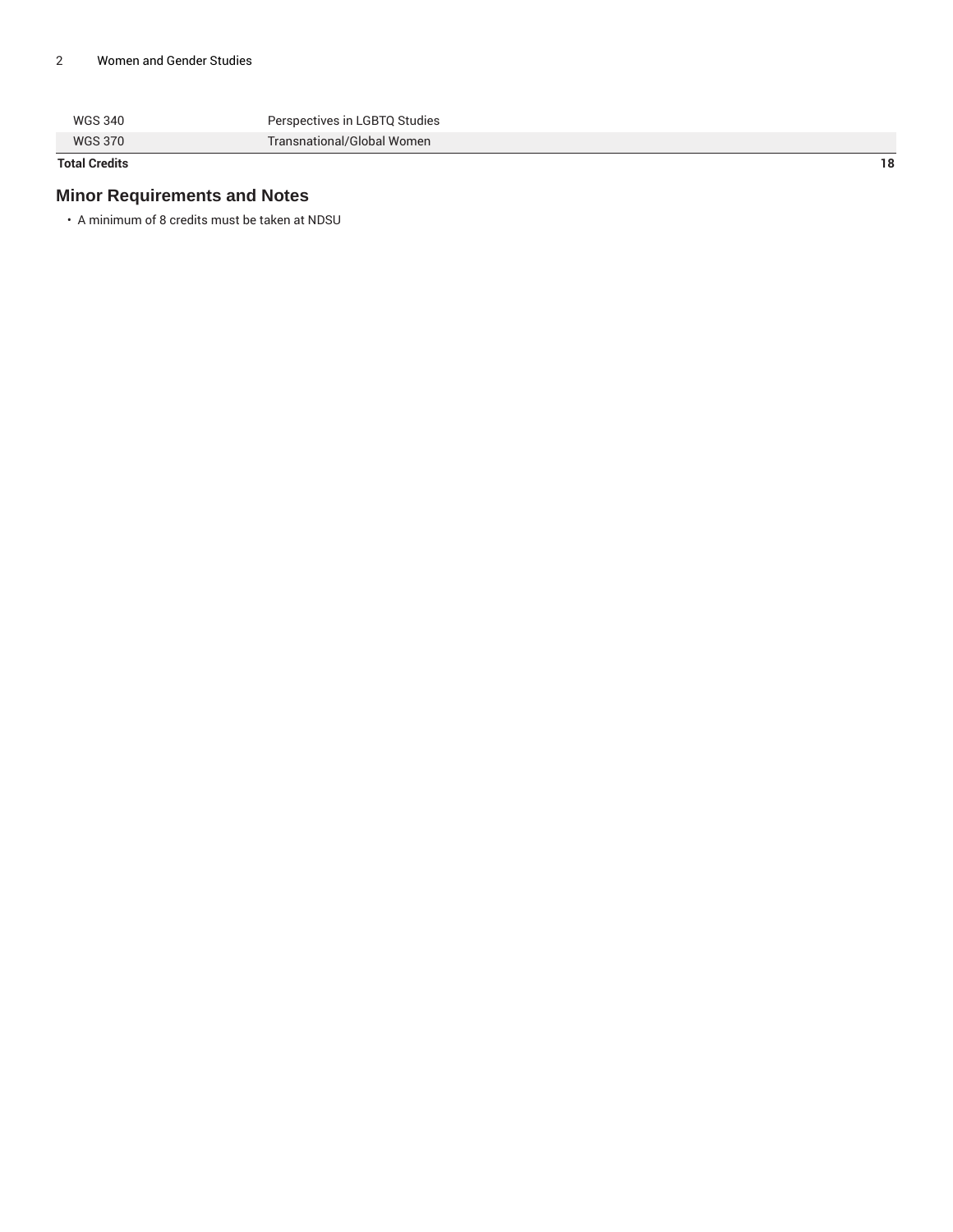| | | |
|---|---|---|
| WGS 340 | Perspectives in LGBTQ Studies | |
| WGS 370 | Transnational/Global Women | |
| **Total Credits** | | **18** |

## Minor Requirements and Notes

- A minimum of 8 credits must be taken at NDSU